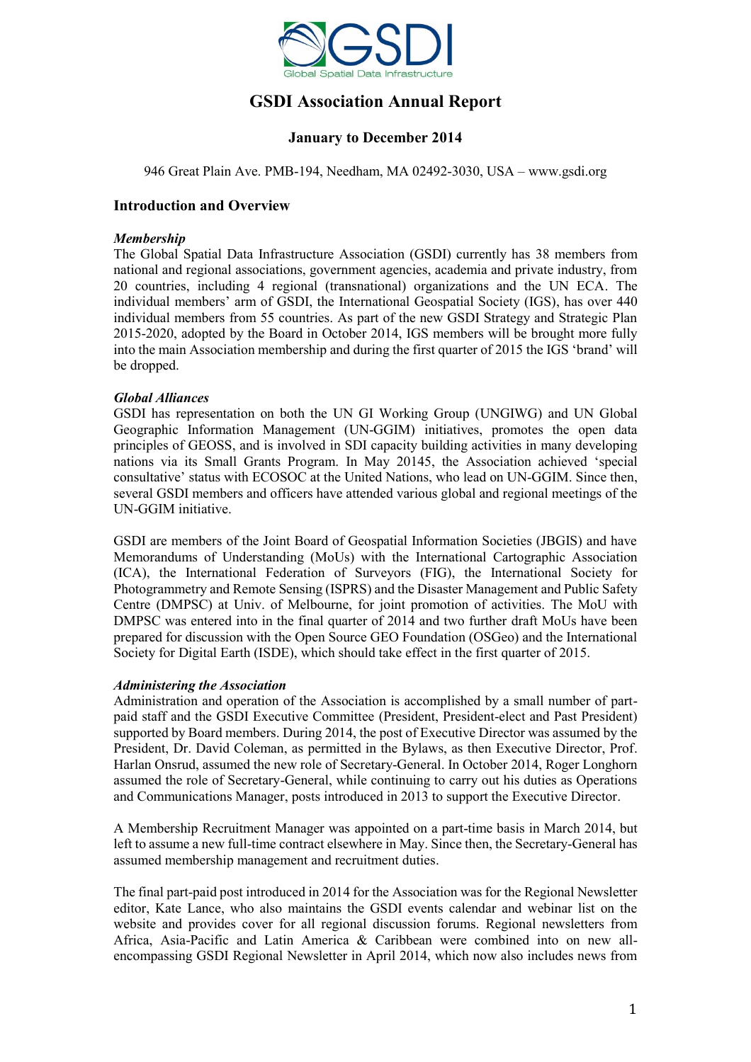# GSDI Association Annual Report

## January to December 2014

946 Great Plain Ave. PMB-194, Needham, MA 02492-3030, USA – www.gsdi.org

### Introduction and Overview

***Membership***

The Global Spatial Data Infrastructure Association (GSDI) currently has 38 members from national and regional associations, government agencies, academia and private industry, from 20 countries, including 4 regional (transnational) organizations and the UN ECA. The individual members' arm of GSDI, the International Geospatial Society (IGS), has over 440 individual members from 55 countries. As part of the new GSDI Strategy and Strategic Plan 2015-2020, adopted by the Board in October 2014, IGS members will be brought more fully into the main Association membership and during the first quarter of 2015 the IGS 'brand' will be dropped.

***Global Alliances***

GSDI has representation on both the UN GI Working Group (UNGIWG) and UN Global Geographic Information Management (UN-GGIM) initiatives, promotes the open data principles of GEOSS, and is involved in SDI capacity building activities in many developing nations via its Small Grants Program. In May 20145, the Association achieved 'special consultative' status with ECOSOC at the United Nations, who lead on UN-GGIM. Since then, several GSDI members and officers have attended various global and regional meetings of the UN-GGIM initiative.

GSDI are members of the Joint Board of Geospatial Information Societies (JBGIS) and have Memorandums of Understanding (MoUs) with the International Cartographic Association (ICA), the International Federation of Surveyors (FIG), the International Society for Photogrammetry and Remote Sensing (ISPRS) and the Disaster Management and Public Safety Centre (DMPSC) at Univ. of Melbourne, for joint promotion of activities. The MoU with DMPSC was entered into in the final quarter of 2014 and two further draft MoUs have been prepared for discussion with the Open Source GEO Foundation (OSGeo) and the International Society for Digital Earth (ISDE), which should take effect in the first quarter of 2015.

***Administering the Association***

Administration and operation of the Association is accomplished by a small number of part-paid staff and the GSDI Executive Committee (President, President-elect and Past President) supported by Board members. During 2014, the post of Executive Director was assumed by the President, Dr. David Coleman, as permitted in the Bylaws, as then Executive Director, Prof. Harlan Onsrud, assumed the new role of Secretary-General. In October 2014, Roger Longhorn assumed the role of Secretary-General, while continuing to carry out his duties as Operations and Communications Manager, posts introduced in 2013 to support the Executive Director.

A Membership Recruitment Manager was appointed on a part-time basis in March 2014, but left to assume a new full-time contract elsewhere in May. Since then, the Secretary-General has assumed membership management and recruitment duties.

The final part-paid post introduced in 2014 for the Association was for the Regional Newsletter editor, Kate Lance, who also maintains the GSDI events calendar and webinar list on the website and provides cover for all regional discussion forums. Regional newsletters from Africa, Asia-Pacific and Latin America & Caribbean were combined into on new all-encompassing GSDI Regional Newsletter in April 2014, which now also includes news from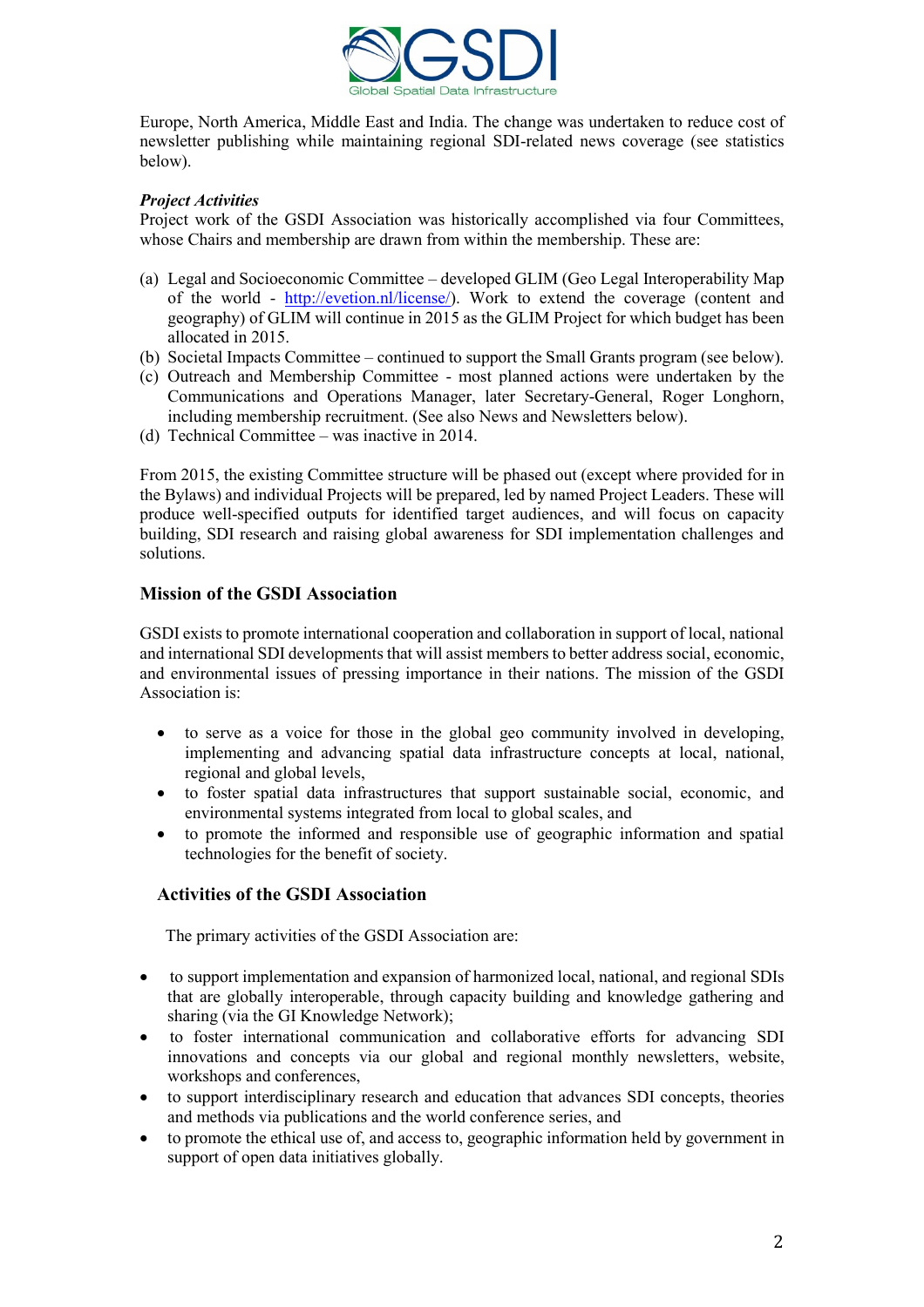Europe, North America, Middle East and India. The change was undertaken to reduce cost of newsletter publishing while maintaining regional SDI-related news coverage (see statistics below).

***Project Activities***

Project work of the GSDI Association was historically accomplished via four Committees, whose Chairs and membership are drawn from within the membership. These are:

(a) Legal and Socioeconomic Committee – developed GLIM (Geo Legal Interoperability Map of the world - http://evetion.nl/license/). Work to extend the coverage (content and geography) of GLIM will continue in 2015 as the GLIM Project for which budget has been allocated in 2015.
(b) Societal Impacts Committee – continued to support the Small Grants program (see below).
(c) Outreach and Membership Committee - most planned actions were undertaken by the Communications and Operations Manager, later Secretary-General, Roger Longhorn, including membership recruitment. (See also News and Newsletters below).
(d) Technical Committee – was inactive in 2014.

From 2015, the existing Committee structure will be phased out (except where provided for in the Bylaws) and individual Projects will be prepared, led by named Project Leaders. These will produce well-specified outputs for identified target audiences, and will focus on capacity building, SDI research and raising global awareness for SDI implementation challenges and solutions.

## Mission of the GSDI Association

GSDI exists to promote international cooperation and collaboration in support of local, national and international SDI developments that will assist members to better address social, economic, and environmental issues of pressing importance in their nations. The mission of the GSDI Association is:

- to serve as a voice for those in the global geo community involved in developing, implementing and advancing spatial data infrastructure concepts at local, national, regional and global levels,
- to foster spatial data infrastructures that support sustainable social, economic, and environmental systems integrated from local to global scales, and
- to promote the informed and responsible use of geographic information and spatial technologies for the benefit of society.

## Activities of the GSDI Association

The primary activities of the GSDI Association are:

- to support implementation and expansion of harmonized local, national, and regional SDIs that are globally interoperable, through capacity building and knowledge gathering and sharing (via the GI Knowledge Network);
- to foster international communication and collaborative efforts for advancing SDI innovations and concepts via our global and regional monthly newsletters, website, workshops and conferences,
- to support interdisciplinary research and education that advances SDI concepts, theories and methods via publications and the world conference series, and
- to promote the ethical use of, and access to, geographic information held by government in support of open data initiatives globally.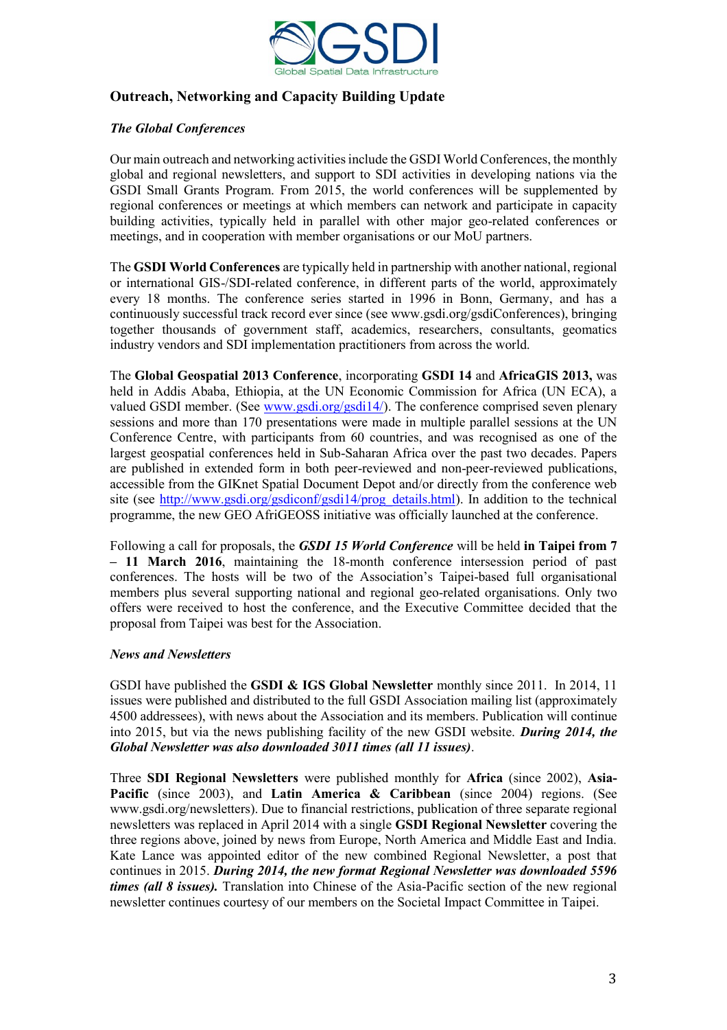## Outreach, Networking and Capacity Building Update

### *The Global Conferences*

Our main outreach and networking activities include the GSDI World Conferences, the monthly global and regional newsletters, and support to SDI activities in developing nations via the GSDI Small Grants Program. From 2015, the world conferences will be supplemented by regional conferences or meetings at which members can network and participate in capacity building activities, typically held in parallel with other major geo-related conferences or meetings, and in cooperation with member organisations or our MoU partners.

The **GSDI World Conferences** are typically held in partnership with another national, regional or international GIS-/SDI-related conference, in different parts of the world, approximately every 18 months. The conference series started in 1996 in Bonn, Germany, and has a continuously successful track record ever since (see www.gsdi.org/gsdiConferences), bringing together thousands of government staff, academics, researchers, consultants, geomatics industry vendors and SDI implementation practitioners from across the world.

The **Global Geospatial 2013 Conference**, incorporating **GSDI 14** and **AfricaGIS 2013,** was held in Addis Ababa, Ethiopia, at the UN Economic Commission for Africa (UN ECA), a valued GSDI member. (See [www.gsdi.org/gsdi14/](www.gsdi.org/gsdi14/)). The conference comprised seven plenary sessions and more than 170 presentations were made in multiple parallel sessions at the UN Conference Centre, with participants from 60 countries, and was recognised as one of the largest geospatial conferences held in Sub-Saharan Africa over the past two decades. Papers are published in extended form in both peer-reviewed and non-peer-reviewed publications, accessible from the GIKnet Spatial Document Depot and/or directly from the conference web site (see [http://www.gsdi.org/gsdiconf/gsdi14/prog_details.html](http://www.gsdi.org/gsdiconf/gsdi14/prog_details.html)). In addition to the technical programme, the new GEO AfriGEOSS initiative was officially launched at the conference.

Following a call for proposals, the ***GSDI 15 World Conference*** will be held **in Taipei from 7 – 11 March 2016**, maintaining the 18-month conference intersession period of past conferences. The hosts will be two of the Association's Taipei-based full organisational members plus several supporting national and regional geo-related organisations. Only two offers were received to host the conference, and the Executive Committee decided that the proposal from Taipei was best for the Association.

### *News and Newsletters*

GSDI have published the **GSDI & IGS Global Newsletter** monthly since 2011. In 2014, 11 issues were published and distributed to the full GSDI Association mailing list (approximately 4500 addressees), with news about the Association and its members. Publication will continue into 2015, but via the news publishing facility of the new GSDI website. ***During 2014, the Global Newsletter was also downloaded 3011 times (all 11 issues)***.

Three **SDI Regional Newsletters** were published monthly for **Africa** (since 2002), **Asia-Pacific** (since 2003), and **Latin America & Caribbean** (since 2004) regions. (See www.gsdi.org/newsletters). Due to financial restrictions, publication of three separate regional newsletters was replaced in April 2014 with a single **GSDI Regional Newsletter** covering the three regions above, joined by news from Europe, North America and Middle East and India. Kate Lance was appointed editor of the new combined Regional Newsletter, a post that continues in 2015. ***During 2014, the new format Regional Newsletter was downloaded 5596 times (all 8 issues).*** Translation into Chinese of the Asia-Pacific section of the new regional newsletter continues courtesy of our members on the Societal Impact Committee in Taipei.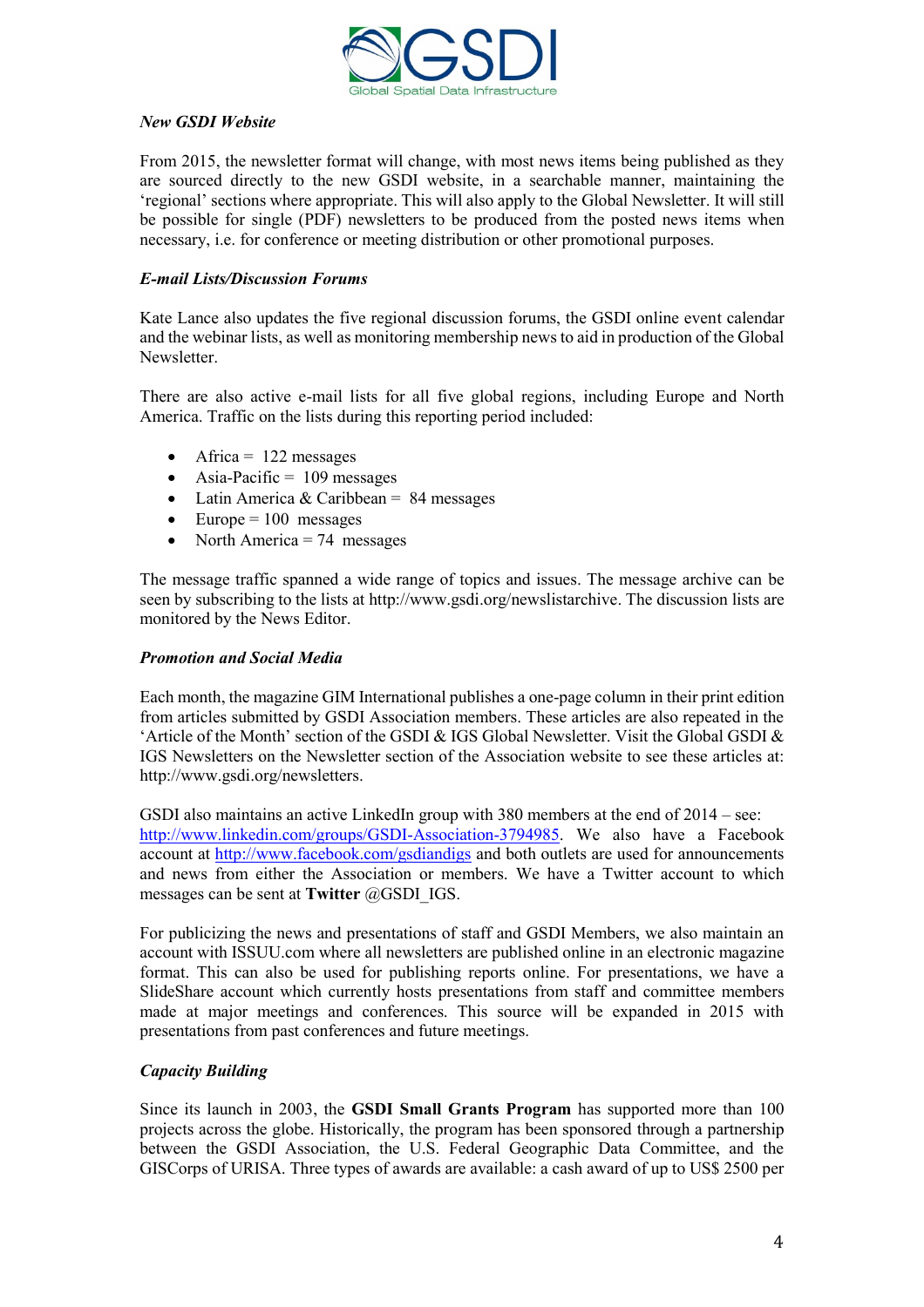### *New GSDI Website*

From 2015, the newsletter format will change, with most news items being published as they are sourced directly to the new GSDI website, in a searchable manner, maintaining the 'regional' sections where appropriate. This will also apply to the Global Newsletter. It will still be possible for single (PDF) newsletters to be produced from the posted news items when necessary, i.e. for conference or meeting distribution or other promotional purposes.

### *E-mail Lists/Discussion Forums*

Kate Lance also updates the five regional discussion forums, the GSDI online event calendar and the webinar lists, as well as monitoring membership news to aid in production of the Global Newsletter.

There are also active e-mail lists for all five global regions, including Europe and North America. Traffic on the lists during this reporting period included:

- Africa = 122 messages
- Asia-Pacific = 109 messages
- Latin America & Caribbean = 84 messages
- Europe = 100 messages
- North America = 74 messages

The message traffic spanned a wide range of topics and issues. The message archive can be seen by subscribing to the lists at http://www.gsdi.org/newslistarchive. The discussion lists are monitored by the News Editor.

### *Promotion and Social Media*

Each month, the magazine GIM International publishes a one-page column in their print edition from articles submitted by GSDI Association members. These articles are also repeated in the 'Article of the Month' section of the GSDI & IGS Global Newsletter. Visit the Global GSDI & IGS Newsletters on the Newsletter section of the Association website to see these articles at: http://www.gsdi.org/newsletters.

GSDI also maintains an active LinkedIn group with 380 members at the end of 2014 – see: http://www.linkedin.com/groups/GSDI-Association-3794985. We also have a Facebook account at http://www.facebook.com/gsdiandigs and both outlets are used for announcements and news from either the Association or members. We have a Twitter account to which messages can be sent at **Twitter** @GSDI_IGS.

For publicizing the news and presentations of staff and GSDI Members, we also maintain an account with ISSUU.com where all newsletters are published online in an electronic magazine format. This can also be used for publishing reports online. For presentations, we have a SlideShare account which currently hosts presentations from staff and committee members made at major meetings and conferences. This source will be expanded in 2015 with presentations from past conferences and future meetings.

### *Capacity Building*

Since its launch in 2003, the **GSDI Small Grants Program** has supported more than 100 projects across the globe. Historically, the program has been sponsored through a partnership between the GSDI Association, the U.S. Federal Geographic Data Committee, and the GISCorps of URISA. Three types of awards are available: a cash award of up to US$ 2500 per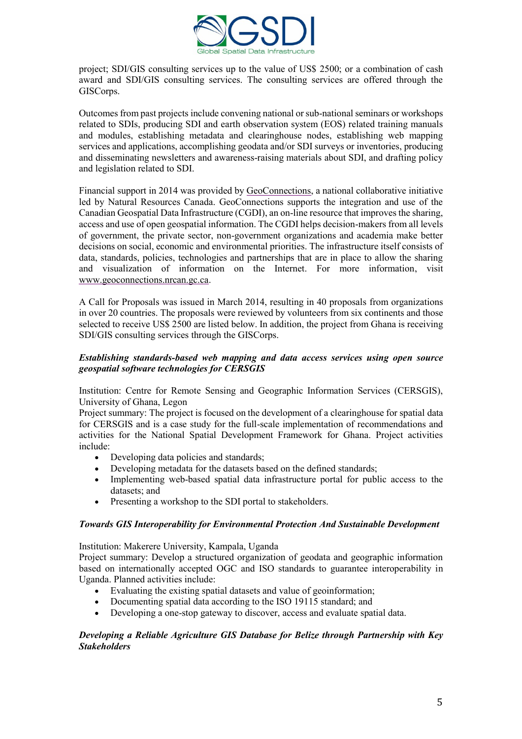project; SDI/GIS consulting services up to the value of US$ 2500; or a combination of cash award and SDI/GIS consulting services. The consulting services are offered through the GISCorps.

Outcomes from past projects include convening national or sub-national seminars or workshops related to SDIs, producing SDI and earth observation system (EOS) related training manuals and modules, establishing metadata and clearinghouse nodes, establishing web mapping services and applications, accomplishing geodata and/or SDI surveys or inventories, producing and disseminating newsletters and awareness-raising materials about SDI, and drafting policy and legislation related to SDI.

Financial support in 2014 was provided by GeoConnections, a national collaborative initiative led by Natural Resources Canada. GeoConnections supports the integration and use of the Canadian Geospatial Data Infrastructure (CGDI), an on-line resource that improves the sharing, access and use of open geospatial information. The CGDI helps decision-makers from all levels of government, the private sector, non-government organizations and academia make better decisions on social, economic and environmental priorities. The infrastructure itself consists of data, standards, policies, technologies and partnerships that are in place to allow the sharing and visualization of information on the Internet. For more information, visit www.geoconnections.nrcan.gc.ca.

A Call for Proposals was issued in March 2014, resulting in 40 proposals from organizations in over 20 countries. The proposals were reviewed by volunteers from six continents and those selected to receive US$ 2500 are listed below. In addition, the project from Ghana is receiving SDI/GIS consulting services through the GISCorps.

***Establishing standards-based web mapping and data access services using open source geospatial software technologies for CERSGIS***

Institution: Centre for Remote Sensing and Geographic Information Services (CERSGIS), University of Ghana, Legon
Project summary: The project is focused on the development of a clearinghouse for spatial data for CERSGIS and is a case study for the full-scale implementation of recommendations and activities for the National Spatial Development Framework for Ghana. Project activities include:

- Developing data policies and standards;
- Developing metadata for the datasets based on the defined standards;
- Implementing web-based spatial data infrastructure portal for public access to the datasets; and
- Presenting a workshop to the SDI portal to stakeholders.

***Towards GIS Interoperability for Environmental Protection And Sustainable Development***

Institution: Makerere University, Kampala, Uganda
Project summary: Develop a structured organization of geodata and geographic information based on internationally accepted OGC and ISO standards to guarantee interoperability in Uganda. Planned activities include:

- Evaluating the existing spatial datasets and value of geoinformation;
- Documenting spatial data according to the ISO 19115 standard; and
- Developing a one-stop gateway to discover, access and evaluate spatial data.

***Developing a Reliable Agriculture GIS Database for Belize through Partnership with Key Stakeholders***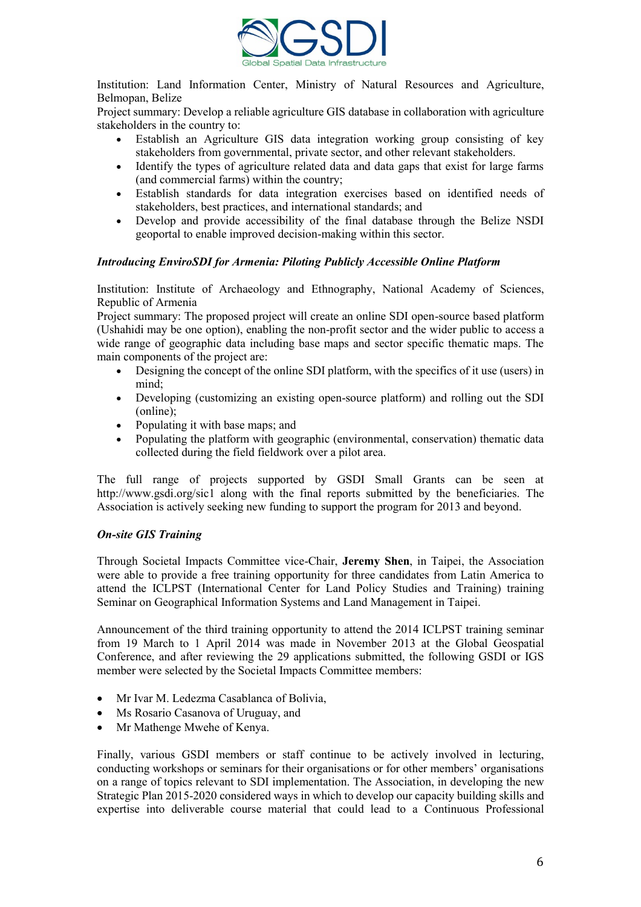Institution: Land Information Center, Ministry of Natural Resources and Agriculture, Belmopan, Belize

Project summary: Develop a reliable agriculture GIS database in collaboration with agriculture stakeholders in the country to:

- Establish an Agriculture GIS data integration working group consisting of key stakeholders from governmental, private sector, and other relevant stakeholders.
- Identify the types of agriculture related data and data gaps that exist for large farms (and commercial farms) within the country;
- Establish standards for data integration exercises based on identified needs of stakeholders, best practices, and international standards; and
- Develop and provide accessibility of the final database through the Belize NSDI geoportal to enable improved decision-making within this sector.

***Introducing EnviroSDI for Armenia: Piloting Publicly Accessible Online Platform***

Institution: Institute of Archaeology and Ethnography, National Academy of Sciences, Republic of Armenia

Project summary: The proposed project will create an online SDI open-source based platform (Ushahidi may be one option), enabling the non-profit sector and the wider public to access a wide range of geographic data including base maps and sector specific thematic maps. The main components of the project are:

- Designing the concept of the online SDI platform, with the specifics of it use (users) in mind;
- Developing (customizing an existing open-source platform) and rolling out the SDI (online);
- Populating it with base maps; and
- Populating the platform with geographic (environmental, conservation) thematic data collected during the field fieldwork over a pilot area.

The full range of projects supported by GSDI Small Grants can be seen at http://www.gsdi.org/sic1 along with the final reports submitted by the beneficiaries. The Association is actively seeking new funding to support the program for 2013 and beyond.

***On-site GIS Training***

Through Societal Impacts Committee vice-Chair, **Jeremy Shen**, in Taipei, the Association were able to provide a free training opportunity for three candidates from Latin America to attend the ICLPST (International Center for Land Policy Studies and Training) training Seminar on Geographical Information Systems and Land Management in Taipei.

Announcement of the third training opportunity to attend the 2014 ICLPST training seminar from 19 March to 1 April 2014 was made in November 2013 at the Global Geospatial Conference, and after reviewing the 29 applications submitted, the following GSDI or IGS member were selected by the Societal Impacts Committee members:

- Mr Ivar M. Ledezma Casablanca of Bolivia,
- Ms Rosario Casanova of Uruguay, and
- Mr Mathenge Mwehe of Kenya.

Finally, various GSDI members or staff continue to be actively involved in lecturing, conducting workshops or seminars for their organisations or for other members' organisations on a range of topics relevant to SDI implementation. The Association, in developing the new Strategic Plan 2015-2020 considered ways in which to develop our capacity building skills and expertise into deliverable course material that could lead to a Continuous Professional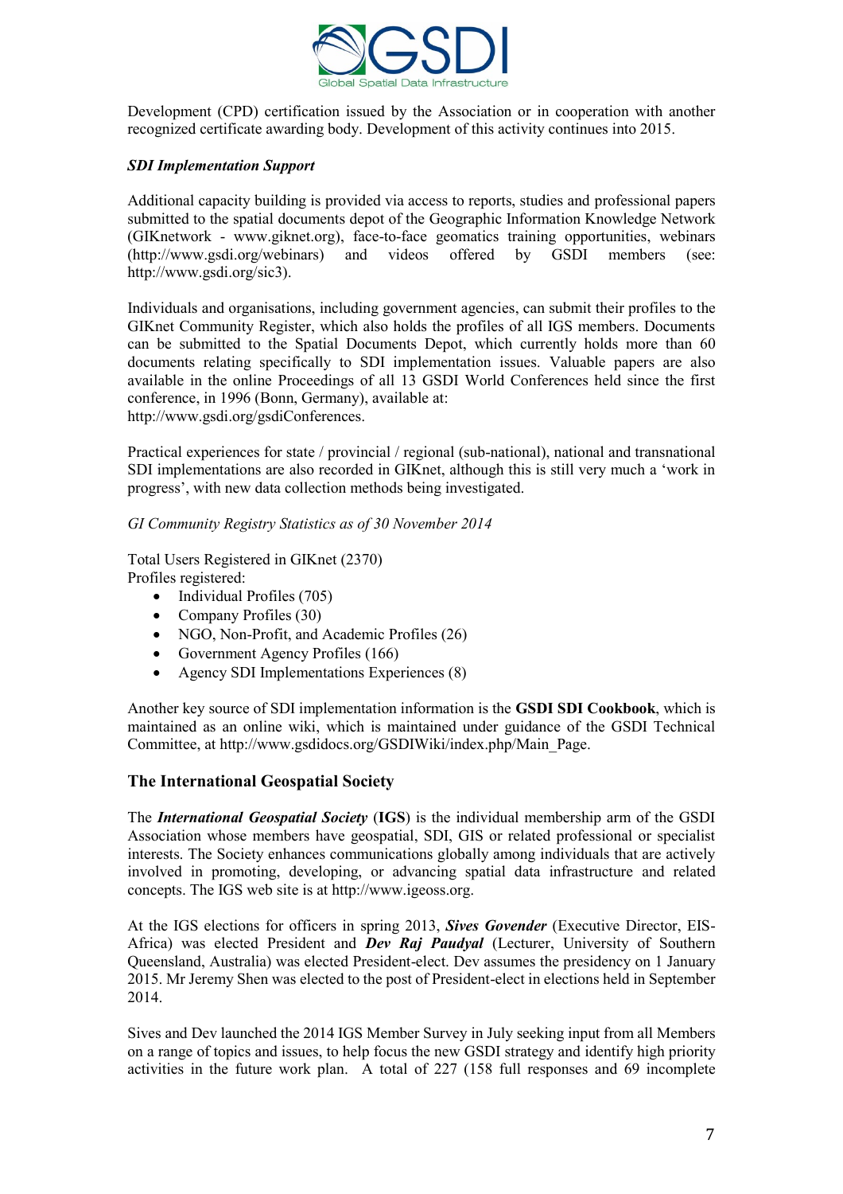Development (CPD) certification issued by the Association or in cooperation with another recognized certificate awarding body. Development of this activity continues into 2015.

***SDI Implementation Support***

Additional capacity building is provided via access to reports, studies and professional papers submitted to the spatial documents depot of the Geographic Information Knowledge Network (GIKnetwork - www.giknet.org), face-to-face geomatics training opportunities, webinars (http://www.gsdi.org/webinars) and videos offered by GSDI members (see: http://www.gsdi.org/sic3).

Individuals and organisations, including government agencies, can submit their profiles to the GIKnet Community Register, which also holds the profiles of all IGS members. Documents can be submitted to the Spatial Documents Depot, which currently holds more than 60 documents relating specifically to SDI implementation issues. Valuable papers are also available in the online Proceedings of all 13 GSDI World Conferences held since the first conference, in 1996 (Bonn, Germany), available at: http://www.gsdi.org/gsdiConferences.

Practical experiences for state / provincial / regional (sub-national), national and transnational SDI implementations are also recorded in GIKnet, although this is still very much a 'work in progress', with new data collection methods being investigated.

*GI Community Registry Statistics as of 30 November 2014*

Total Users Registered in GIKnet (2370)
Profiles registered:

- Individual Profiles (705)
- Company Profiles (30)
- NGO, Non-Profit, and Academic Profiles (26)
- Government Agency Profiles (166)
- Agency SDI Implementations Experiences (8)

Another key source of SDI implementation information is the **GSDI SDI Cookbook**, which is maintained as an online wiki, which is maintained under guidance of the GSDI Technical Committee, at http://www.gsdidocs.org/GSDIWiki/index.php/Main_Page.

## The International Geospatial Society

The ***International Geospatial Society*** (**IGS**) is the individual membership arm of the GSDI Association whose members have geospatial, SDI, GIS or related professional or specialist interests. The Society enhances communications globally among individuals that are actively involved in promoting, developing, or advancing spatial data infrastructure and related concepts. The IGS web site is at http://www.igeoss.org.

At the IGS elections for officers in spring 2013, ***Sives Govender*** (Executive Director, EIS-Africa) was elected President and ***Dev Raj Paudyal*** (Lecturer, University of Southern Queensland, Australia) was elected President-elect. Dev assumes the presidency on 1 January 2015. Mr Jeremy Shen was elected to the post of President-elect in elections held in September 2014.

Sives and Dev launched the 2014 IGS Member Survey in July seeking input from all Members on a range of topics and issues, to help focus the new GSDI strategy and identify high priority activities in the future work plan. A total of 227 (158 full responses and 69 incomplete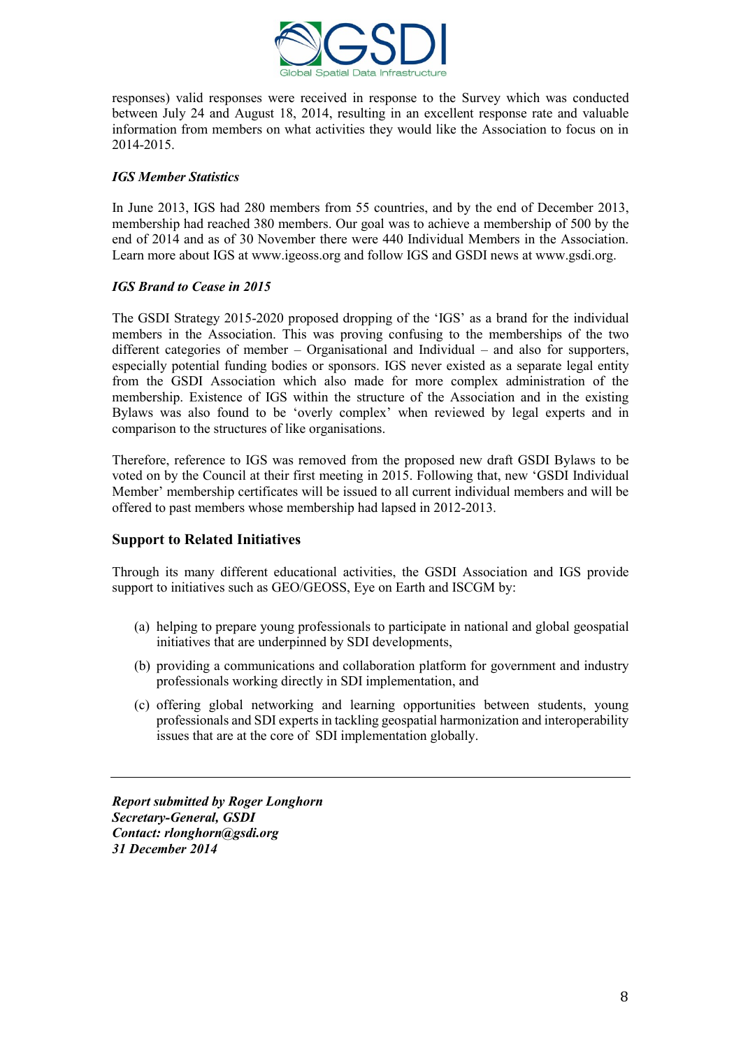responses) valid responses were received in response to the Survey which was conducted between July 24 and August 18, 2014, resulting in an excellent response rate and valuable information from members on what activities they would like the Association to focus on in 2014-2015.

***IGS Member Statistics***

In June 2013, IGS had 280 members from 55 countries, and by the end of December 2013, membership had reached 380 members. Our goal was to achieve a membership of 500 by the end of 2014 and as of 30 November there were 440 Individual Members in the Association. Learn more about IGS at www.igeoss.org and follow IGS and GSDI news at www.gsdi.org.

***IGS Brand to Cease in 2015***

The GSDI Strategy 2015-2020 proposed dropping of the 'IGS' as a brand for the individual members in the Association. This was proving confusing to the memberships of the two different categories of member – Organisational and Individual – and also for supporters, especially potential funding bodies or sponsors. IGS never existed as a separate legal entity from the GSDI Association which also made for more complex administration of the membership. Existence of IGS within the structure of the Association and in the existing Bylaws was also found to be 'overly complex' when reviewed by legal experts and in comparison to the structures of like organisations.

Therefore, reference to IGS was removed from the proposed new draft GSDI Bylaws to be voted on by the Council at their first meeting in 2015. Following that, new 'GSDI Individual Member' membership certificates will be issued to all current individual members and will be offered to past members whose membership had lapsed in 2012-2013.

## Support to Related Initiatives

Through its many different educational activities, the GSDI Association and IGS provide support to initiatives such as GEO/GEOSS, Eye on Earth and ISCGM by:

(a) helping to prepare young professionals to participate in national and global geospatial initiatives that are underpinned by SDI developments,

(b) providing a communications and collaboration platform for government and industry professionals working directly in SDI implementation, and

(c) offering global networking and learning opportunities between students, young professionals and SDI experts in tackling geospatial harmonization and interoperability issues that are at the core of SDI implementation globally.

---

***Report submitted by Roger Longhorn***
***Secretary-General, GSDI***
***Contact: rlonghorn@gsdi.org***
***31 December 2014***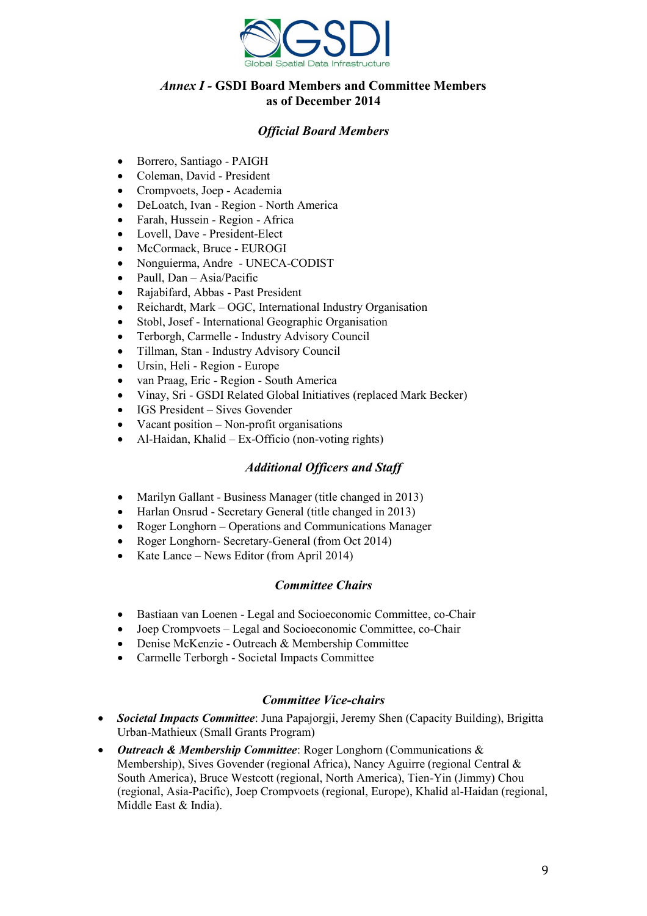GSDI
Global Spatial Data Infrastructure

# *Annex I* - GSDI Board Members and Committee Members as of December 2014

## *Official Board Members*

- Borrero, Santiago - PAIGH
- Coleman, David - President
- Crompvoets, Joep - Academia
- DeLoatch, Ivan - Region - North America
- Farah, Hussein - Region - Africa
- Lovell, Dave - President-Elect
- McCormack, Bruce - EUROGI
- Nonguierma, Andre - UNECA-CODIST
- Paull, Dan – Asia/Pacific
- Rajabifard, Abbas - Past President
- Reichardt, Mark – OGC, International Industry Organisation
- Stobl, Josef - International Geographic Organisation
- Terborgh, Carmelle - Industry Advisory Council
- Tillman, Stan - Industry Advisory Council
- Ursin, Heli - Region - Europe
- van Praag, Eric - Region - South America
- Vinay, Sri - GSDI Related Global Initiatives (replaced Mark Becker)
- IGS President – Sives Govender
- Vacant position – Non-profit organisations
- Al-Haidan, Khalid – Ex-Officio (non-voting rights)

## *Additional Officers and Staff*

- Marilyn Gallant - Business Manager (title changed in 2013)
- Harlan Onsrud - Secretary General (title changed in 2013)
- Roger Longhorn – Operations and Communications Manager
- Roger Longhorn- Secretary-General (from Oct 2014)
- Kate Lance – News Editor (from April 2014)

## *Committee Chairs*

- Bastiaan van Loenen - Legal and Socioeconomic Committee, co-Chair
- Joep Crompvoets – Legal and Socioeconomic Committee, co-Chair
- Denise McKenzie - Outreach & Membership Committee
- Carmelle Terborgh - Societal Impacts Committee

## *Committee Vice-chairs*

- ***Societal Impacts Committee***: Juna Papajorgji, Jeremy Shen (Capacity Building), Brigitta Urban-Mathieux (Small Grants Program)
- ***Outreach & Membership Committee***: Roger Longhorn (Communications & Membership), Sives Govender (regional Africa), Nancy Aguirre (regional Central & South America), Bruce Westcott (regional, North America), Tien-Yin (Jimmy) Chou (regional, Asia-Pacific), Joep Crompvoets (regional, Europe), Khalid al-Haidan (regional, Middle East & India).